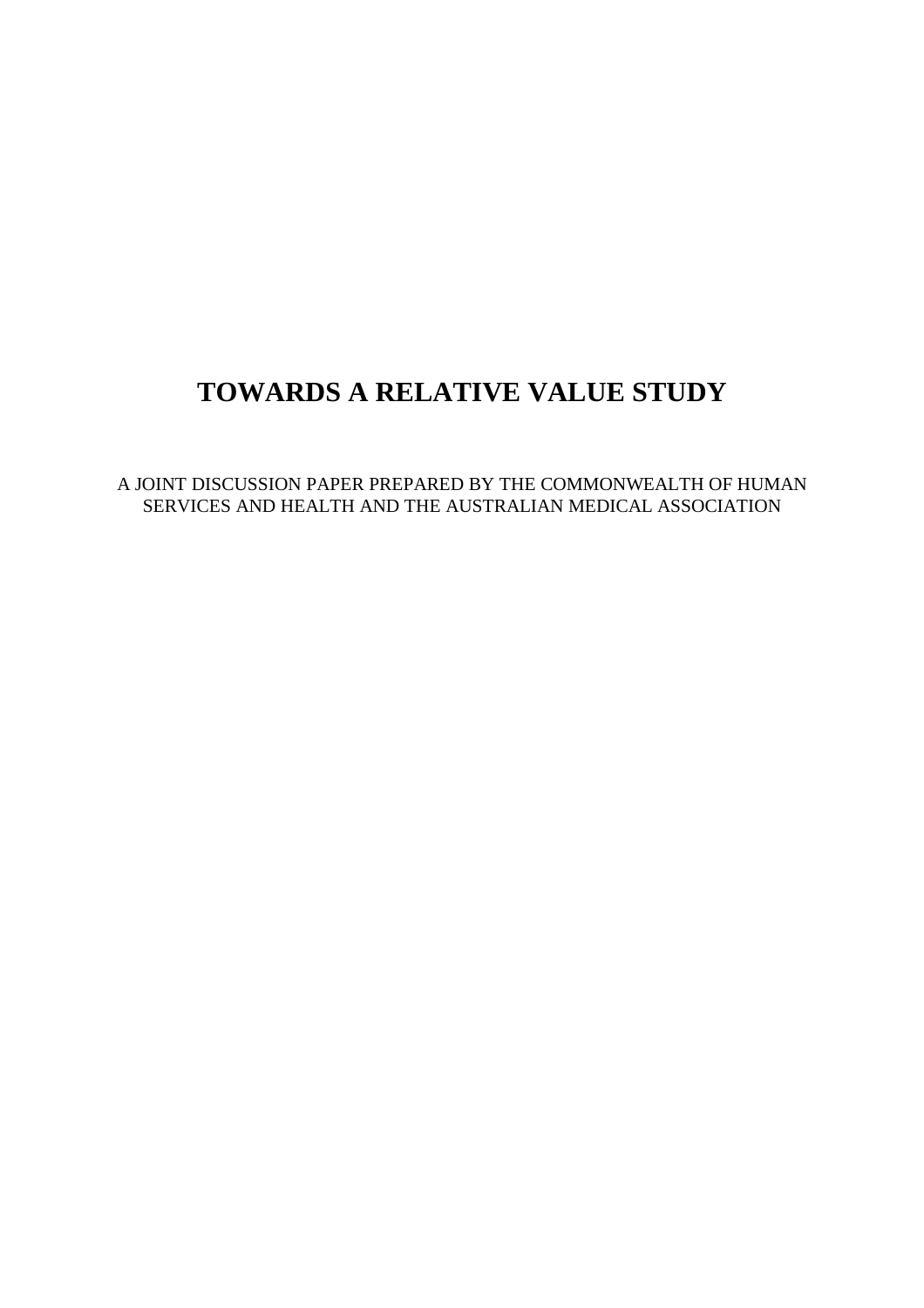# TOWARDS A RELATIVE VALUE STUDY

A JOINT DISCUSSION PAPER PREPARED BY THE COMMONWEALTH OF HUMAN SERVICES AND HEALTH AND THE AUSTRALIAN MEDICAL ASSOCIATION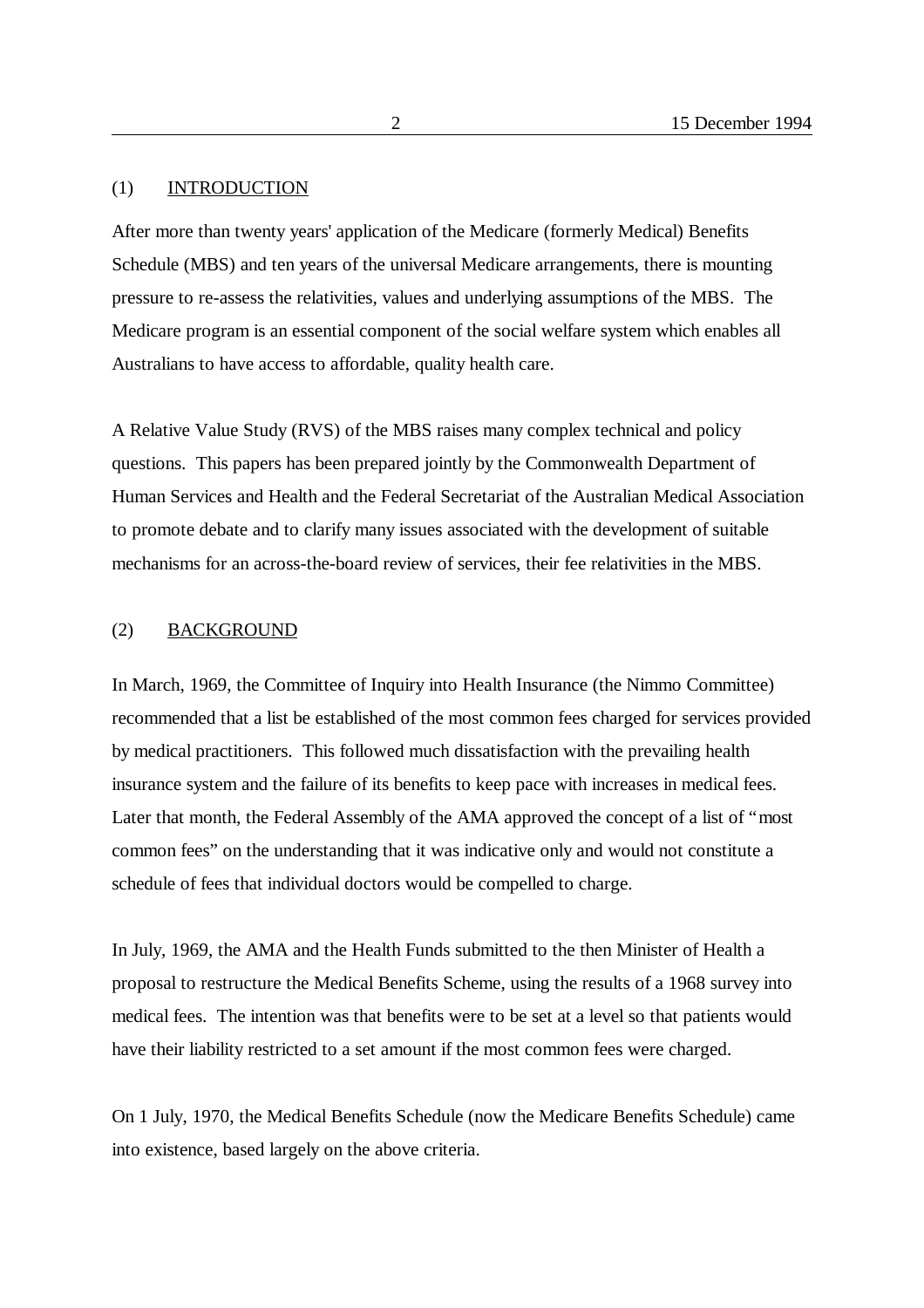## (1) INTRODUCTION

After more than twenty years' application of the Medicare (formerly Medical) Benefits Schedule (MBS) and ten years of the universal Medicare arrangements, there is mounting pressure to re-assess the relativities, values and underlying assumptions of the MBS. The Medicare program is an essential component of the social welfare system which enables all Australians to have access to affordable, quality health care.

A Relative Value Study (RVS) of the MBS raises many complex technical and policy questions. This papers has been prepared jointly by the Commonwealth Department of Human Services and Health and the Federal Secretariat of the Australian Medical Association to promote debate and to clarify many issues associated with the development of suitable mechanisms for an across-the-board review of services, their fee relativities in the MBS.

## (2) BACKGROUND

In March, 1969, the Committee of Inquiry into Health Insurance (the Nimmo Committee) recommended that a list be established of the most common fees charged for services provided by medical practitioners. This followed much dissatisfaction with the prevailing health insurance system and the failure of its benefits to keep pace with increases in medical fees. Later that month, the Federal Assembly of the AMA approved the concept of a list of "most common fees" on the understanding that it was indicative only and would not constitute a schedule of fees that individual doctors would be compelled to charge.

In July, 1969, the AMA and the Health Funds submitted to the then Minister of Health a proposal to restructure the Medical Benefits Scheme, using the results of a 1968 survey into medical fees. The intention was that benefits were to be set at a level so that patients would have their liability restricted to a set amount if the most common fees were charged.

On 1 July, 1970, the Medical Benefits Schedule (now the Medicare Benefits Schedule) came into existence, based largely on the above criteria.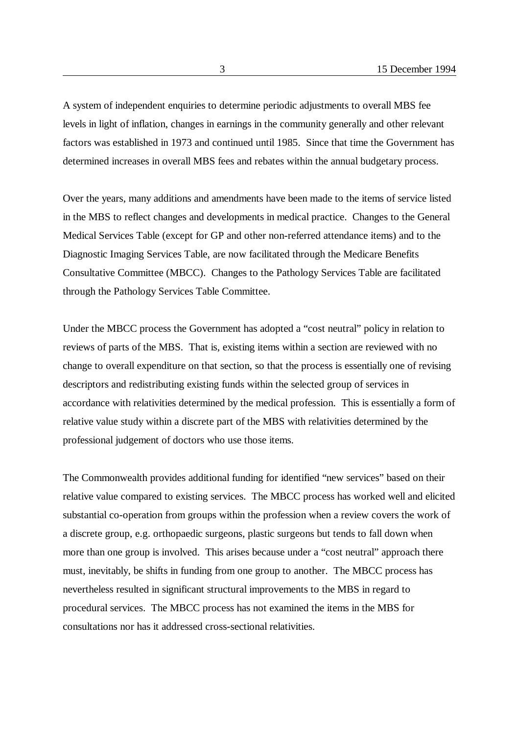A system of independent enquiries to determine periodic adjustments to overall MBS fee levels in light of inflation, changes in earnings in the community generally and other relevant factors was established in 1973 and continued until 1985. Since that time the Government has determined increases in overall MBS fees and rebates within the annual budgetary process.

Over the years, many additions and amendments have been made to the items of service listed in the MBS to reflect changes and developments in medical practice. Changes to the General Medical Services Table (except for GP and other non-referred attendance items) and to the Diagnostic Imaging Services Table, are now facilitated through the Medicare Benefits Consultative Committee (MBCC). Changes to the Pathology Services Table are facilitated through the Pathology Services Table Committee.

Under the MBCC process the Government has adopted a "cost neutral" policy in relation to reviews of parts of the MBS. That is, existing items within a section are reviewed with no change to overall expenditure on that section, so that the process is essentially one of revising descriptors and redistributing existing funds within the selected group of services in accordance with relativities determined by the medical profession. This is essentially a form of relative value study within a discrete part of the MBS with relativities determined by the professional judgement of doctors who use those items.

The Commonwealth provides additional funding for identified "new services" based on their relative value compared to existing services. The MBCC process has worked well and elicited substantial co-operation from groups within the profession when a review covers the work of a discrete group, e.g. orthopaedic surgeons, plastic surgeons but tends to fall down when more than one group is involved. This arises because under a "cost neutral" approach there must, inevitably, be shifts in funding from one group to another. The MBCC process has nevertheless resulted in significant structural improvements to the MBS in regard to procedural services. The MBCC process has not examined the items in the MBS for consultations nor has it addressed cross-sectional relativities.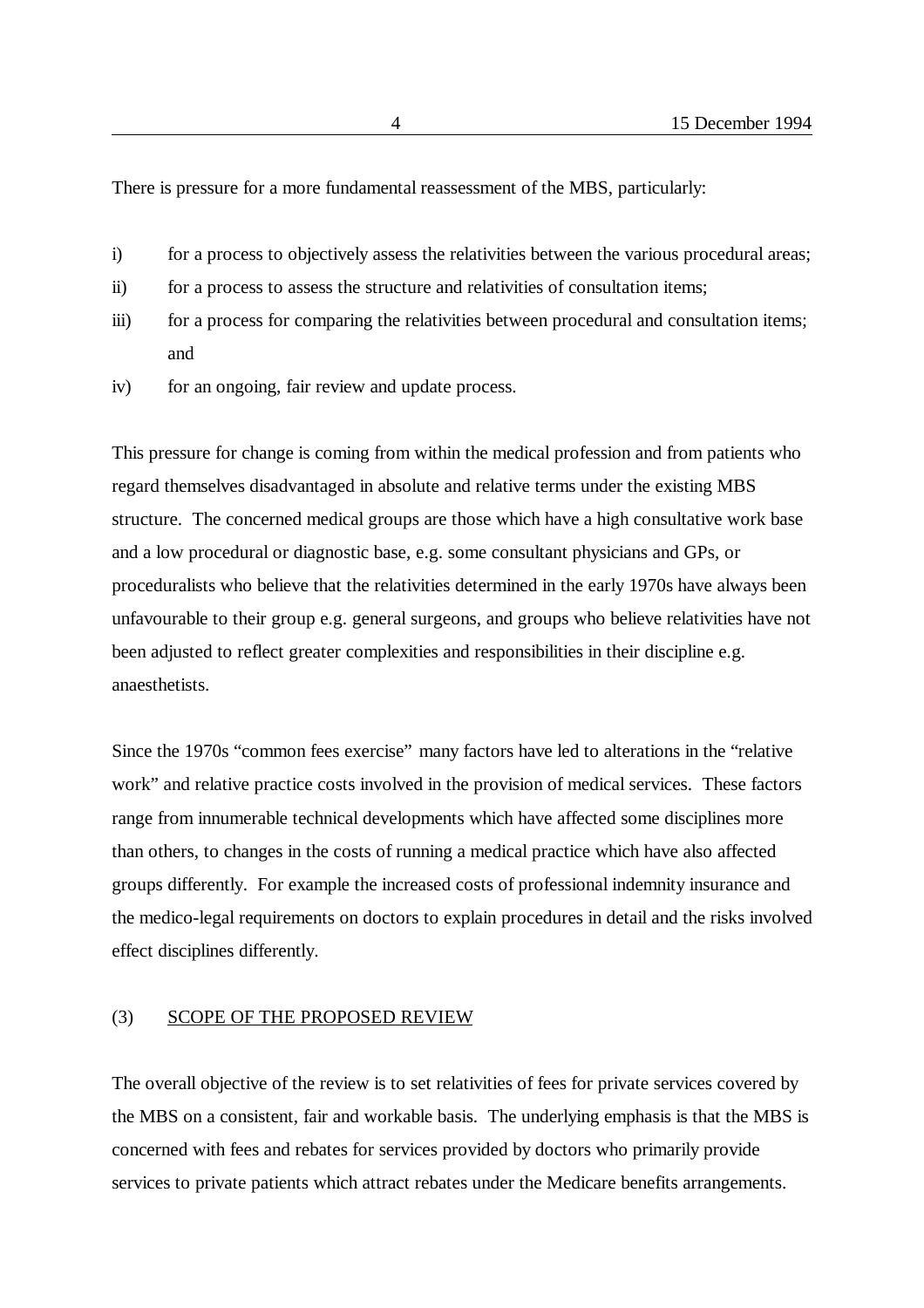There is pressure for a more fundamental reassessment of the MBS, particularly:

i) for a process to objectively assess the relativities between the various procedural areas;

ii) for a process to assess the structure and relativities of consultation items;

iii) for a process for comparing the relativities between procedural and consultation items; and

iv) for an ongoing, fair review and update process.

This pressure for change is coming from within the medical profession and from patients who regard themselves disadvantaged in absolute and relative terms under the existing MBS structure. The concerned medical groups are those which have a high consultative work base and a low procedural or diagnostic base, e.g. some consultant physicians and GPs, or proceduralists who believe that the relativities determined in the early 1970s have always been unfavourable to their group e.g. general surgeons, and groups who believe relativities have not been adjusted to reflect greater complexities and responsibilities in their discipline e.g. anaesthetists.

Since the 1970s "common fees exercise" many factors have led to alterations in the "relative work" and relative practice costs involved in the provision of medical services. These factors range from innumerable technical developments which have affected some disciplines more than others, to changes in the costs of running a medical practice which have also affected groups differently. For example the increased costs of professional indemnity insurance and the medico-legal requirements on doctors to explain procedures in detail and the risks involved effect disciplines differently.

## (3) SCOPE OF THE PROPOSED REVIEW

The overall objective of the review is to set relativities of fees for private services covered by the MBS on a consistent, fair and workable basis. The underlying emphasis is that the MBS is concerned with fees and rebates for services provided by doctors who primarily provide services to private patients which attract rebates under the Medicare benefits arrangements.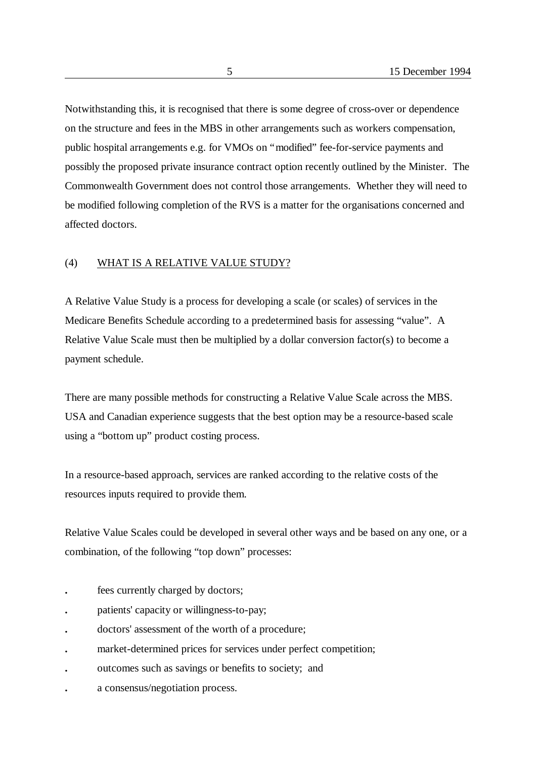Notwithstanding this, it is recognised that there is some degree of cross-over or dependence on the structure and fees in the MBS in other arrangements such as workers compensation, public hospital arrangements e.g. for VMOs on "modified" fee-for-service payments and possibly the proposed private insurance contract option recently outlined by the Minister. The Commonwealth Government does not control those arrangements. Whether they will need to be modified following completion of the RVS is a matter for the organisations concerned and affected doctors.

## (4) WHAT IS A RELATIVE VALUE STUDY?

A Relative Value Study is a process for developing a scale (or scales) of services in the Medicare Benefits Schedule according to a predetermined basis for assessing "value". A Relative Value Scale must then be multiplied by a dollar conversion factor(s) to become a payment schedule.

There are many possible methods for constructing a Relative Value Scale across the MBS. USA and Canadian experience suggests that the best option may be a resource-based scale using a "bottom up" product costing process.

In a resource-based approach, services are ranked according to the relative costs of the resources inputs required to provide them.

Relative Value Scales could be developed in several other ways and be based on any one, or a combination, of the following "top down" processes:

- fees currently charged by doctors;
- patients' capacity or willingness-to-pay;
- doctors' assessment of the worth of a procedure;
- market-determined prices for services under perfect competition;
- outcomes such as savings or benefits to society; and
- a consensus/negotiation process.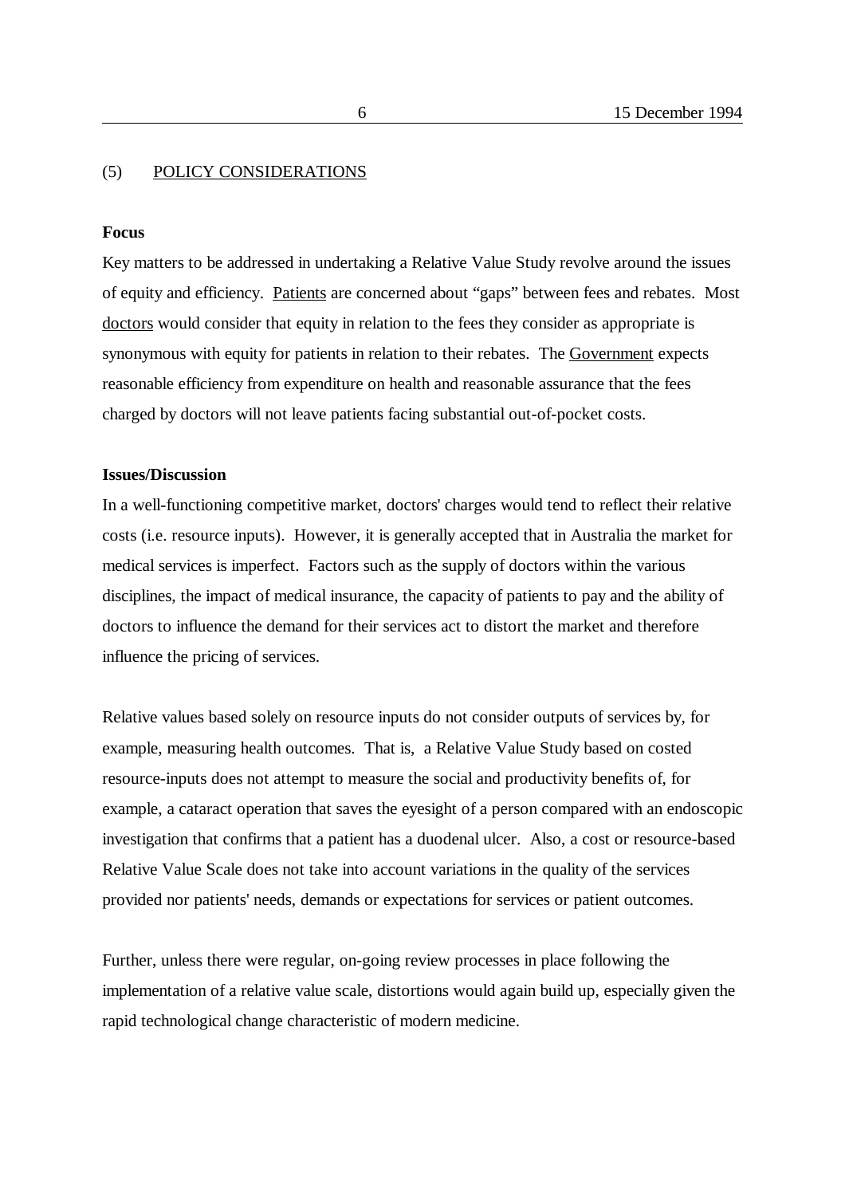## (5) POLICY CONSIDERATIONS

**Focus**

Key matters to be addressed in undertaking a Relative Value Study revolve around the issues of equity and efficiency. Patients are concerned about "gaps" between fees and rebates. Most doctors would consider that equity in relation to the fees they consider as appropriate is synonymous with equity for patients in relation to their rebates. The Government expects reasonable efficiency from expenditure on health and reasonable assurance that the fees charged by doctors will not leave patients facing substantial out-of-pocket costs.

**Issues/Discussion**

In a well-functioning competitive market, doctors' charges would tend to reflect their relative costs (i.e. resource inputs). However, it is generally accepted that in Australia the market for medical services is imperfect. Factors such as the supply of doctors within the various disciplines, the impact of medical insurance, the capacity of patients to pay and the ability of doctors to influence the demand for their services act to distort the market and therefore influence the pricing of services.

Relative values based solely on resource inputs do not consider outputs of services by, for example, measuring health outcomes. That is, a Relative Value Study based on costed resource-inputs does not attempt to measure the social and productivity benefits of, for example, a cataract operation that saves the eyesight of a person compared with an endoscopic investigation that confirms that a patient has a duodenal ulcer. Also, a cost or resource-based Relative Value Scale does not take into account variations in the quality of the services provided nor patients' needs, demands or expectations for services or patient outcomes.

Further, unless there were regular, on-going review processes in place following the implementation of a relative value scale, distortions would again build up, especially given the rapid technological change characteristic of modern medicine.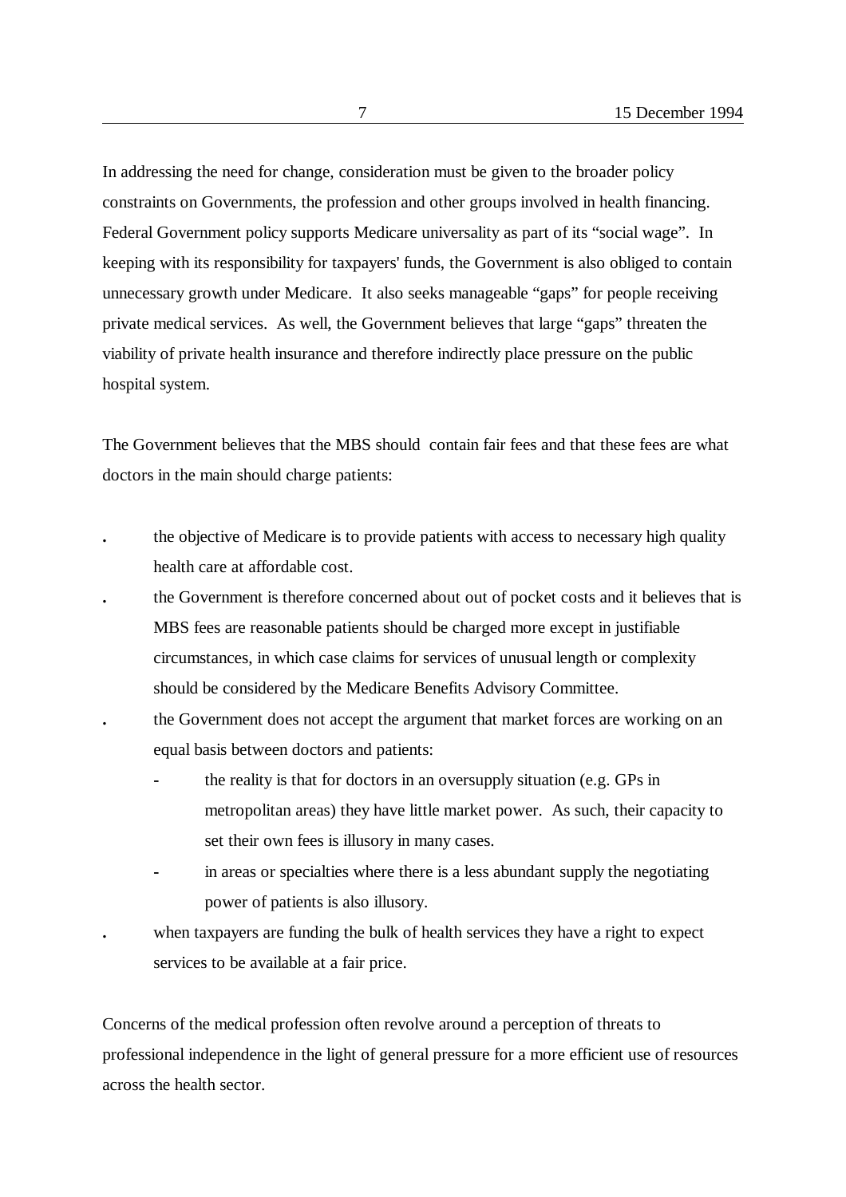In addressing the need for change, consideration must be given to the broader policy constraints on Governments, the profession and other groups involved in health financing. Federal Government policy supports Medicare universality as part of its "social wage". In keeping with its responsibility for taxpayers' funds, the Government is also obliged to contain unnecessary growth under Medicare. It also seeks manageable "gaps" for people receiving private medical services. As well, the Government believes that large "gaps" threaten the viability of private health insurance and therefore indirectly place pressure on the public hospital system.

The Government believes that the MBS should contain fair fees and that these fees are what doctors in the main should charge patients:

- the objective of Medicare is to provide patients with access to necessary high quality health care at affordable cost.
- the Government is therefore concerned about out of pocket costs and it believes that is MBS fees are reasonable patients should be charged more except in justifiable circumstances, in which case claims for services of unusual length or complexity should be considered by the Medicare Benefits Advisory Committee.
- the Government does not accept the argument that market forces are working on an equal basis between doctors and patients:
  - the reality is that for doctors in an oversupply situation (e.g. GPs in metropolitan areas) they have little market power. As such, their capacity to set their own fees is illusory in many cases.
  - in areas or specialties where there is a less abundant supply the negotiating power of patients is also illusory.
- when taxpayers are funding the bulk of health services they have a right to expect services to be available at a fair price.

Concerns of the medical profession often revolve around a perception of threats to professional independence in the light of general pressure for a more efficient use of resources across the health sector.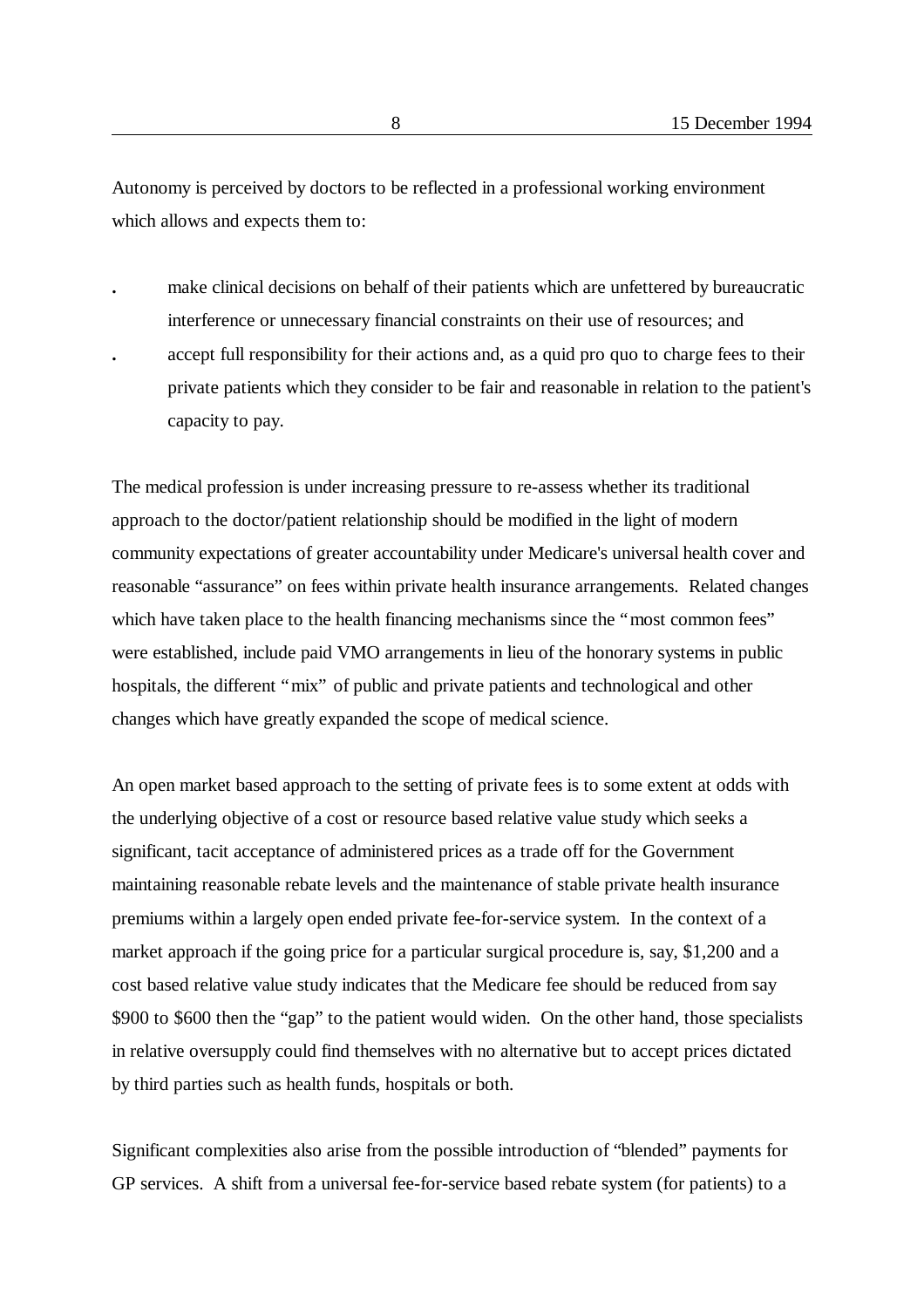Autonomy is perceived by doctors to be reflected in a professional working environment which allows and expects them to:

- make clinical decisions on behalf of their patients which are unfettered by bureaucratic interference or unnecessary financial constraints on their use of resources; and
- accept full responsibility for their actions and, as a quid pro quo to charge fees to their private patients which they consider to be fair and reasonable in relation to the patient's capacity to pay.

The medical profession is under increasing pressure to re-assess whether its traditional approach to the doctor/patient relationship should be modified in the light of modern community expectations of greater accountability under Medicare's universal health cover and reasonable "assurance" on fees within private health insurance arrangements. Related changes which have taken place to the health financing mechanisms since the "most common fees" were established, include paid VMO arrangements in lieu of the honorary systems in public hospitals, the different "mix" of public and private patients and technological and other changes which have greatly expanded the scope of medical science.

An open market based approach to the setting of private fees is to some extent at odds with the underlying objective of a cost or resource based relative value study which seeks a significant, tacit acceptance of administered prices as a trade off for the Government maintaining reasonable rebate levels and the maintenance of stable private health insurance premiums within a largely open ended private fee-for-service system. In the context of a market approach if the going price for a particular surgical procedure is, say, $1,200 and a cost based relative value study indicates that the Medicare fee should be reduced from say $900 to $600 then the "gap" to the patient would widen. On the other hand, those specialists in relative oversupply could find themselves with no alternative but to accept prices dictated by third parties such as health funds, hospitals or both.

Significant complexities also arise from the possible introduction of "blended" payments for GP services. A shift from a universal fee-for-service based rebate system (for patients) to a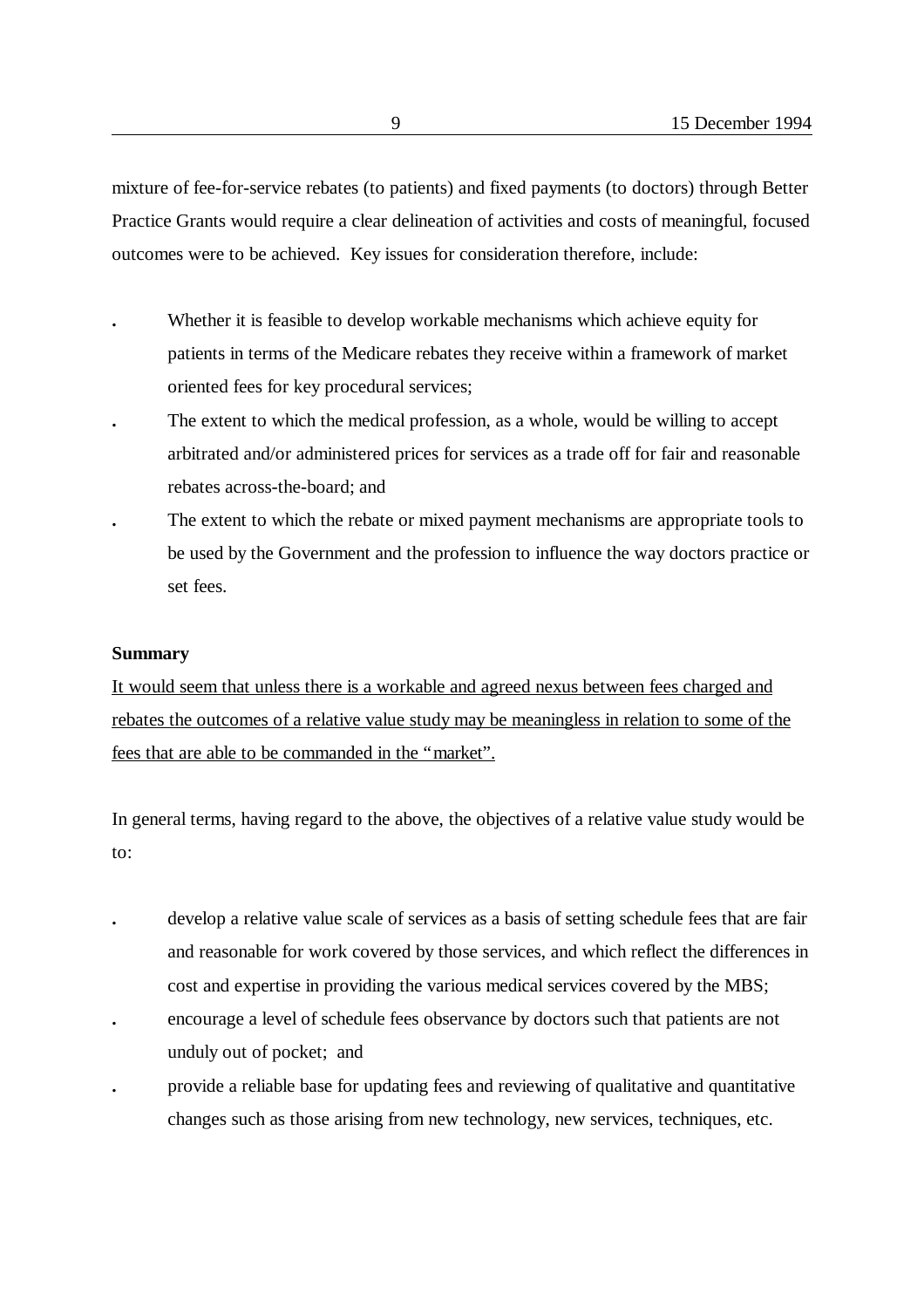mixture of fee-for-service rebates (to patients) and fixed payments (to doctors) through Better Practice Grants would require a clear delineation of activities and costs of meaningful, focused outcomes were to be achieved. Key issues for consideration therefore, include:

- Whether it is feasible to develop workable mechanisms which achieve equity for patients in terms of the Medicare rebates they receive within a framework of market oriented fees for key procedural services;
- The extent to which the medical profession, as a whole, would be willing to accept arbitrated and/or administered prices for services as a trade off for fair and reasonable rebates across-the-board; and
- The extent to which the rebate or mixed payment mechanisms are appropriate tools to be used by the Government and the profession to influence the way doctors practice or set fees.

**Summary**

<u>It would seem that unless there is a workable and agreed nexus between fees charged and rebates the outcomes of a relative value study may be meaningless in relation to some of the fees that are able to be commanded in the "market".</u>

In general terms, having regard to the above, the objectives of a relative value study would be to:

- develop a relative value scale of services as a basis of setting schedule fees that are fair and reasonable for work covered by those services, and which reflect the differences in cost and expertise in providing the various medical services covered by the MBS;
- encourage a level of schedule fees observance by doctors such that patients are not unduly out of pocket; and
- provide a reliable base for updating fees and reviewing of qualitative and quantitative changes such as those arising from new technology, new services, techniques, etc.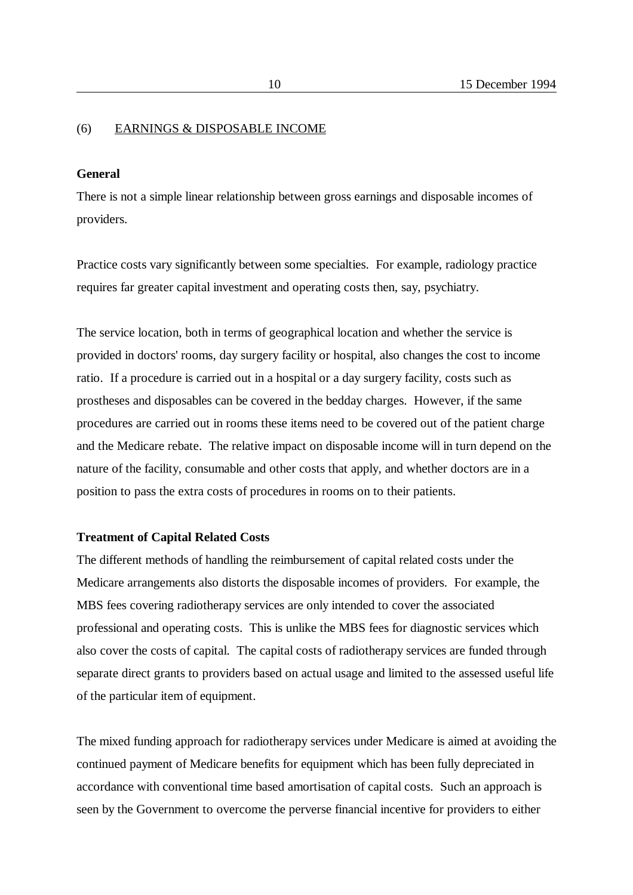## (6) EARNINGS & DISPOSABLE INCOME

**General**

There is not a simple linear relationship between gross earnings and disposable incomes of providers.

Practice costs vary significantly between some specialties. For example, radiology practice requires far greater capital investment and operating costs then, say, psychiatry.

The service location, both in terms of geographical location and whether the service is provided in doctors' rooms, day surgery facility or hospital, also changes the cost to income ratio. If a procedure is carried out in a hospital or a day surgery facility, costs such as prostheses and disposables can be covered in the bedday charges. However, if the same procedures are carried out in rooms these items need to be covered out of the patient charge and the Medicare rebate. The relative impact on disposable income will in turn depend on the nature of the facility, consumable and other costs that apply, and whether doctors are in a position to pass the extra costs of procedures in rooms on to their patients.

**Treatment of Capital Related Costs**

The different methods of handling the reimbursement of capital related costs under the Medicare arrangements also distorts the disposable incomes of providers. For example, the MBS fees covering radiotherapy services are only intended to cover the associated professional and operating costs. This is unlike the MBS fees for diagnostic services which also cover the costs of capital. The capital costs of radiotherapy services are funded through separate direct grants to providers based on actual usage and limited to the assessed useful life of the particular item of equipment.

The mixed funding approach for radiotherapy services under Medicare is aimed at avoiding the continued payment of Medicare benefits for equipment which has been fully depreciated in accordance with conventional time based amortisation of capital costs. Such an approach is seen by the Government to overcome the perverse financial incentive for providers to either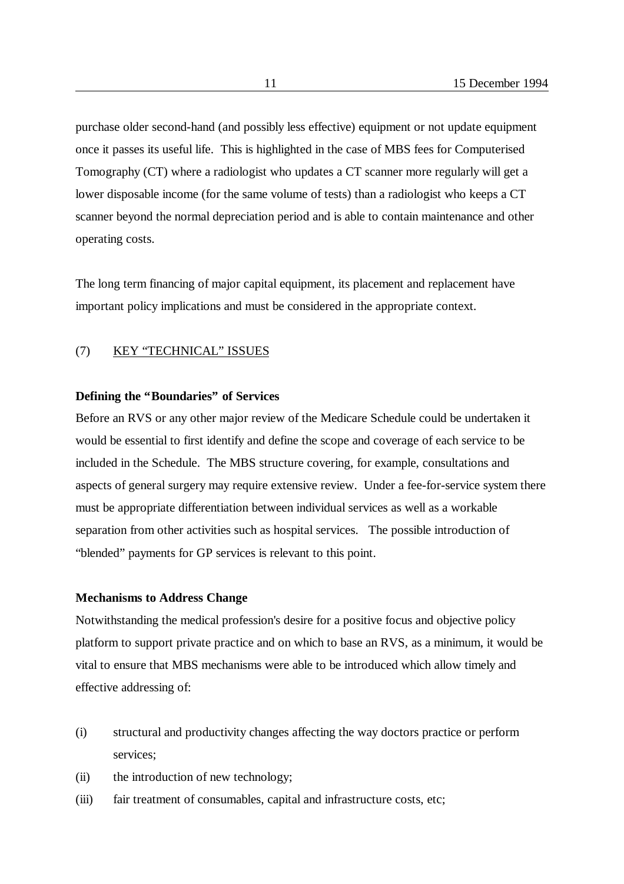purchase older second-hand (and possibly less effective) equipment or not update equipment once it passes its useful life. This is highlighted in the case of MBS fees for Computerised Tomography (CT) where a radiologist who updates a CT scanner more regularly will get a lower disposable income (for the same volume of tests) than a radiologist who keeps a CT scanner beyond the normal depreciation period and is able to contain maintenance and other operating costs.

The long term financing of major capital equipment, its placement and replacement have important policy implications and must be considered in the appropriate context.

## (7) KEY "TECHNICAL" ISSUES

**Defining the "Boundaries" of Services**

Before an RVS or any other major review of the Medicare Schedule could be undertaken it would be essential to first identify and define the scope and coverage of each service to be included in the Schedule. The MBS structure covering, for example, consultations and aspects of general surgery may require extensive review. Under a fee-for-service system there must be appropriate differentiation between individual services as well as a workable separation from other activities such as hospital services. The possible introduction of "blended" payments for GP services is relevant to this point.

**Mechanisms to Address Change**

Notwithstanding the medical profession's desire for a positive focus and objective policy platform to support private practice and on which to base an RVS, as a minimum, it would be vital to ensure that MBS mechanisms were able to be introduced which allow timely and effective addressing of:

- (i) structural and productivity changes affecting the way doctors practice or perform services;
- (ii) the introduction of new technology;
- (iii) fair treatment of consumables, capital and infrastructure costs, etc;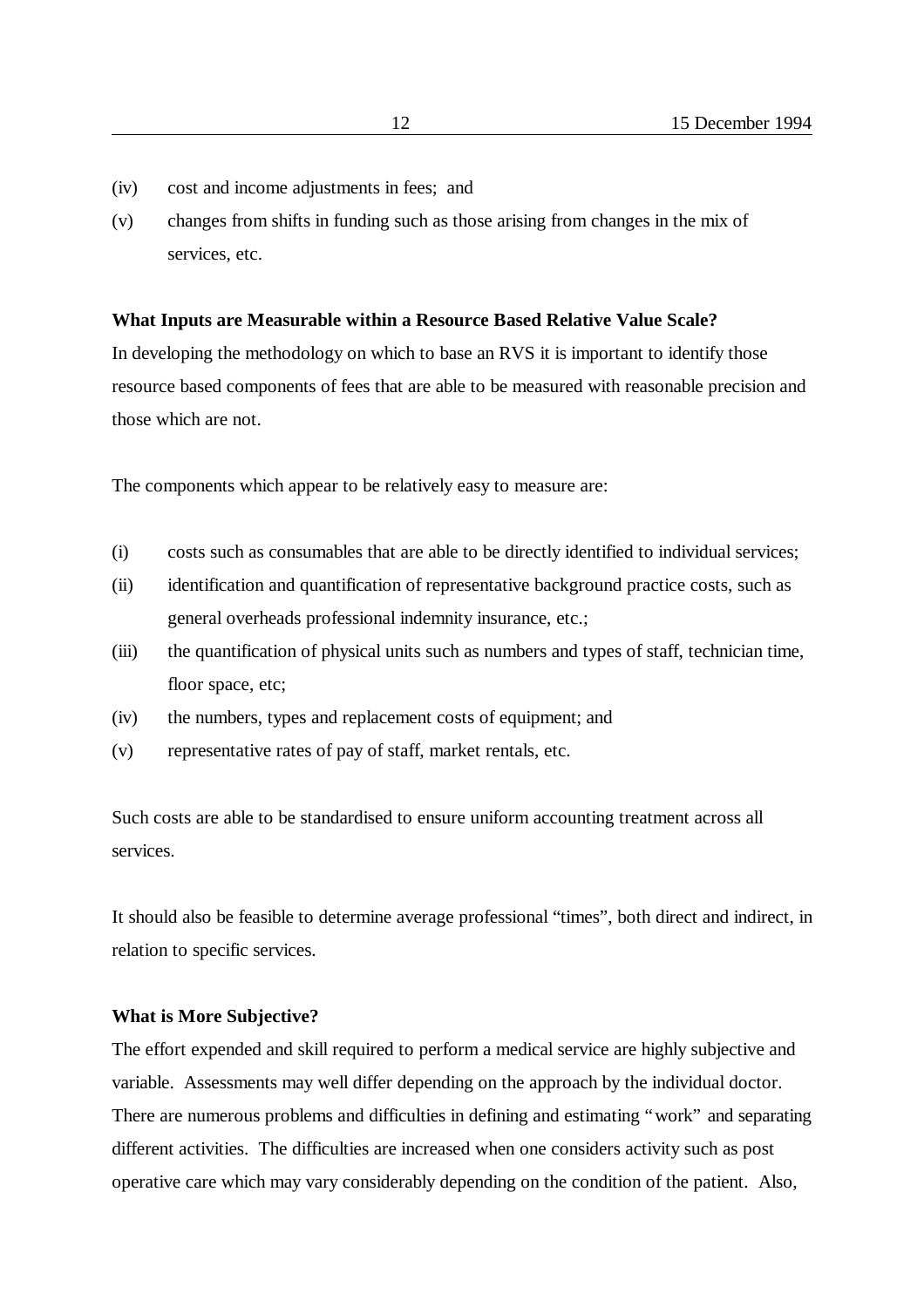(iv) cost and income adjustments in fees; and

(v) changes from shifts in funding such as those arising from changes in the mix of services, etc.

**What Inputs are Measurable within a Resource Based Relative Value Scale?**

In developing the methodology on which to base an RVS it is important to identify those resource based components of fees that are able to be measured with reasonable precision and those which are not.

The components which appear to be relatively easy to measure are:

(i) costs such as consumables that are able to be directly identified to individual services;

(ii) identification and quantification of representative background practice costs, such as general overheads professional indemnity insurance, etc.;

(iii) the quantification of physical units such as numbers and types of staff, technician time, floor space, etc;

(iv) the numbers, types and replacement costs of equipment; and

(v) representative rates of pay of staff, market rentals, etc.

Such costs are able to be standardised to ensure uniform accounting treatment across all services.

It should also be feasible to determine average professional "times", both direct and indirect, in relation to specific services.

**What is More Subjective?**

The effort expended and skill required to perform a medical service are highly subjective and variable. Assessments may well differ depending on the approach by the individual doctor. There are numerous problems and difficulties in defining and estimating "work" and separating different activities. The difficulties are increased when one considers activity such as post operative care which may vary considerably depending on the condition of the patient. Also,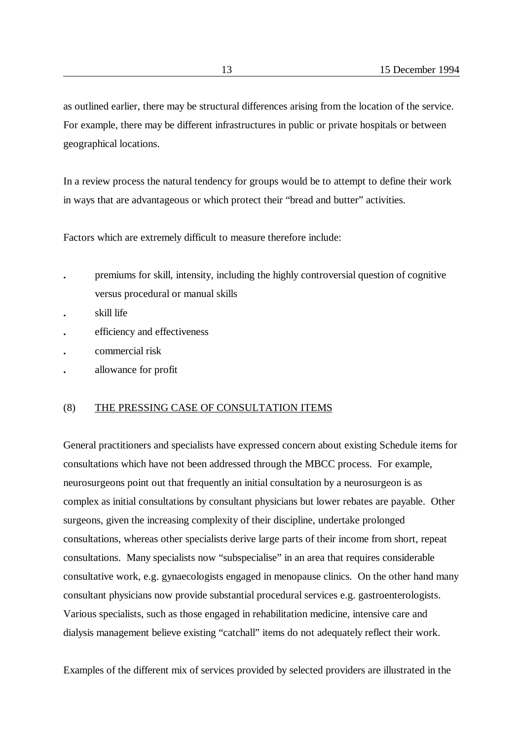as outlined earlier, there may be structural differences arising from the location of the service. For example, there may be different infrastructures in public or private hospitals or between geographical locations.

In a review process the natural tendency for groups would be to attempt to define their work in ways that are advantageous or which protect their “bread and butter” activities.

Factors which are extremely difficult to measure therefore include:

- premiums for skill, intensity, including the highly controversial question of cognitive versus procedural or manual skills
- skill life
- efficiency and effectiveness
- commercial risk
- allowance for profit

## (8) THE PRESSING CASE OF CONSULTATION ITEMS

General practitioners and specialists have expressed concern about existing Schedule items for consultations which have not been addressed through the MBCC process. For example, neurosurgeons point out that frequently an initial consultation by a neurosurgeon is as complex as initial consultations by consultant physicians but lower rebates are payable. Other surgeons, given the increasing complexity of their discipline, undertake prolonged consultations, whereas other specialists derive large parts of their income from short, repeat consultations. Many specialists now “subspecialise” in an area that requires considerable consultative work, e.g. gynaecologists engaged in menopause clinics. On the other hand many consultant physicians now provide substantial procedural services e.g. gastroenterologists. Various specialists, such as those engaged in rehabilitation medicine, intensive care and dialysis management believe existing “catchall” items do not adequately reflect their work.

Examples of the different mix of services provided by selected providers are illustrated in the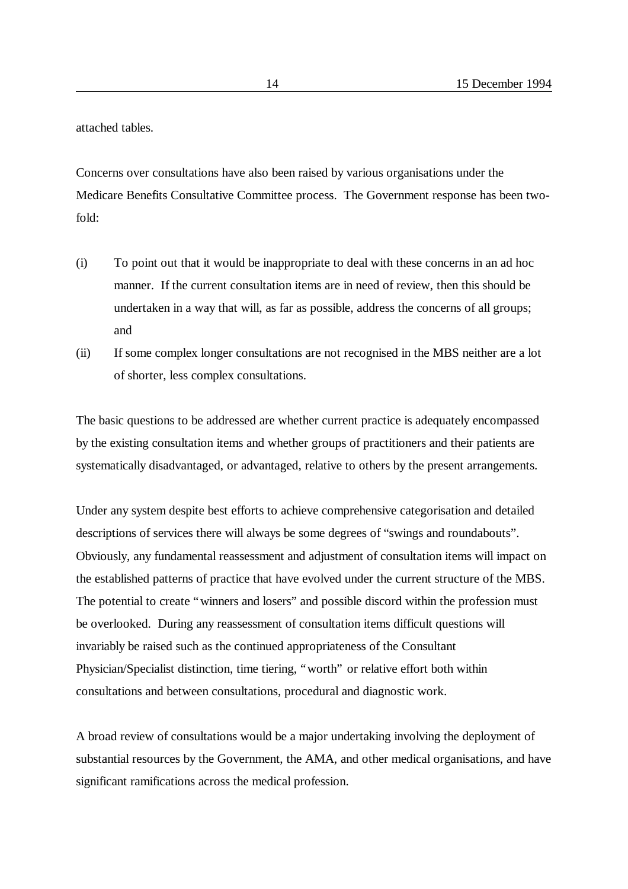attached tables.

Concerns over consultations have also been raised by various organisations under the Medicare Benefits Consultative Committee process. The Government response has been two-fold:

(i) To point out that it would be inappropriate to deal with these concerns in an ad hoc manner. If the current consultation items are in need of review, then this should be undertaken in a way that will, as far as possible, address the concerns of all groups; and

(ii) If some complex longer consultations are not recognised in the MBS neither are a lot of shorter, less complex consultations.

The basic questions to be addressed are whether current practice is adequately encompassed by the existing consultation items and whether groups of practitioners and their patients are systematically disadvantaged, or advantaged, relative to others by the present arrangements.

Under any system despite best efforts to achieve comprehensive categorisation and detailed descriptions of services there will always be some degrees of "swings and roundabouts". Obviously, any fundamental reassessment and adjustment of consultation items will impact on the established patterns of practice that have evolved under the current structure of the MBS. The potential to create "winners and losers" and possible discord within the profession must be overlooked. During any reassessment of consultation items difficult questions will invariably be raised such as the continued appropriateness of the Consultant Physician/Specialist distinction, time tiering, "worth" or relative effort both within consultations and between consultations, procedural and diagnostic work.

A broad review of consultations would be a major undertaking involving the deployment of substantial resources by the Government, the AMA, and other medical organisations, and have significant ramifications across the medical profession.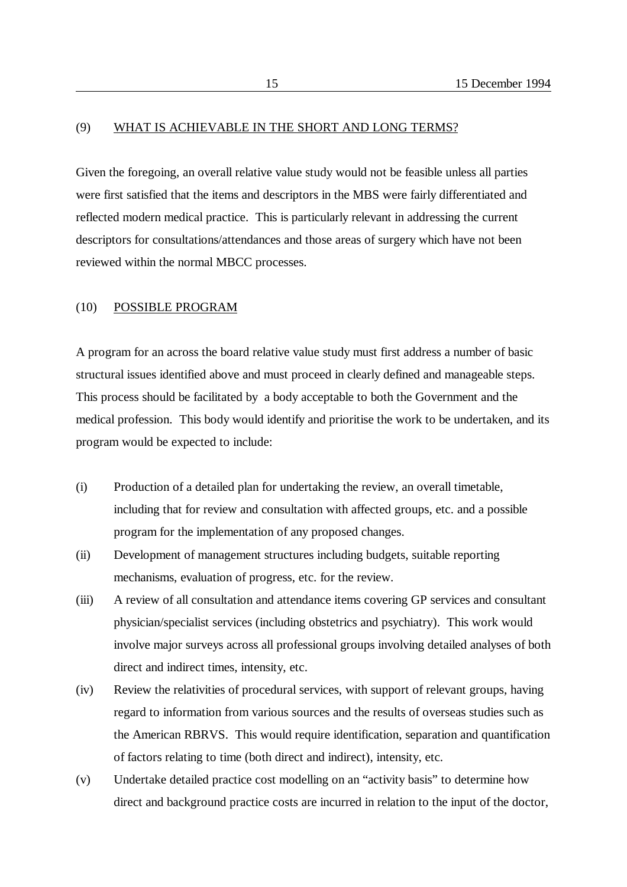## (9) <u>WHAT IS ACHIEVABLE IN THE SHORT AND LONG TERMS?</u>

Given the foregoing, an overall relative value study would not be feasible unless all parties were first satisfied that the items and descriptors in the MBS were fairly differentiated and reflected modern medical practice. This is particularly relevant in addressing the current descriptors for consultations/attendances and those areas of surgery which have not been reviewed within the normal MBCC processes.

## (10) <u>POSSIBLE PROGRAM</u>

A program for an across the board relative value study must first address a number of basic structural issues identified above and must proceed in clearly defined and manageable steps. This process should be facilitated by a body acceptable to both the Government and the medical profession. This body would identify and prioritise the work to be undertaken, and its program would be expected to include:

(i) Production of a detailed plan for undertaking the review, an overall timetable, including that for review and consultation with affected groups, etc. and a possible program for the implementation of any proposed changes.

(ii) Development of management structures including budgets, suitable reporting mechanisms, evaluation of progress, etc. for the review.

(iii) A review of all consultation and attendance items covering GP services and consultant physician/specialist services (including obstetrics and psychiatry). This work would involve major surveys across all professional groups involving detailed analyses of both direct and indirect times, intensity, etc.

(iv) Review the relativities of procedural services, with support of relevant groups, having regard to information from various sources and the results of overseas studies such as the American RBRVS. This would require identification, separation and quantification of factors relating to time (both direct and indirect), intensity, etc.

(v) Undertake detailed practice cost modelling on an "activity basis" to determine how direct and background practice costs are incurred in relation to the input of the doctor,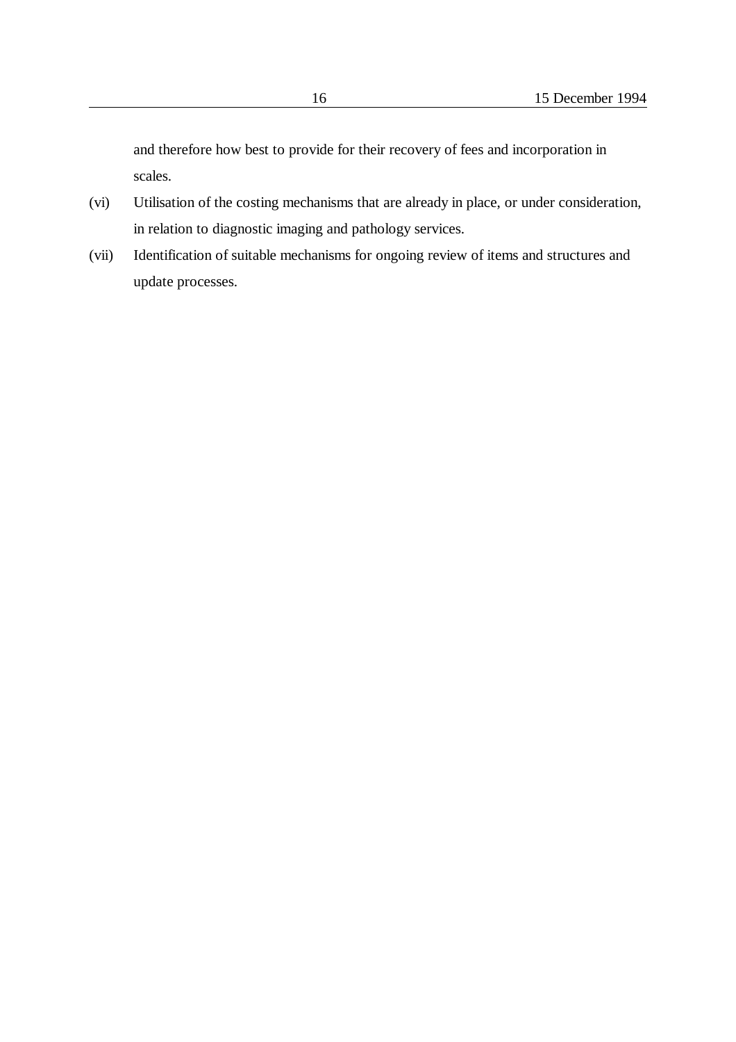and therefore how best to provide for their recovery of fees and incorporation in scales.

(vi) Utilisation of the costing mechanisms that are already in place, or under consideration, in relation to diagnostic imaging and pathology services.

(vii) Identification of suitable mechanisms for ongoing review of items and structures and update processes.